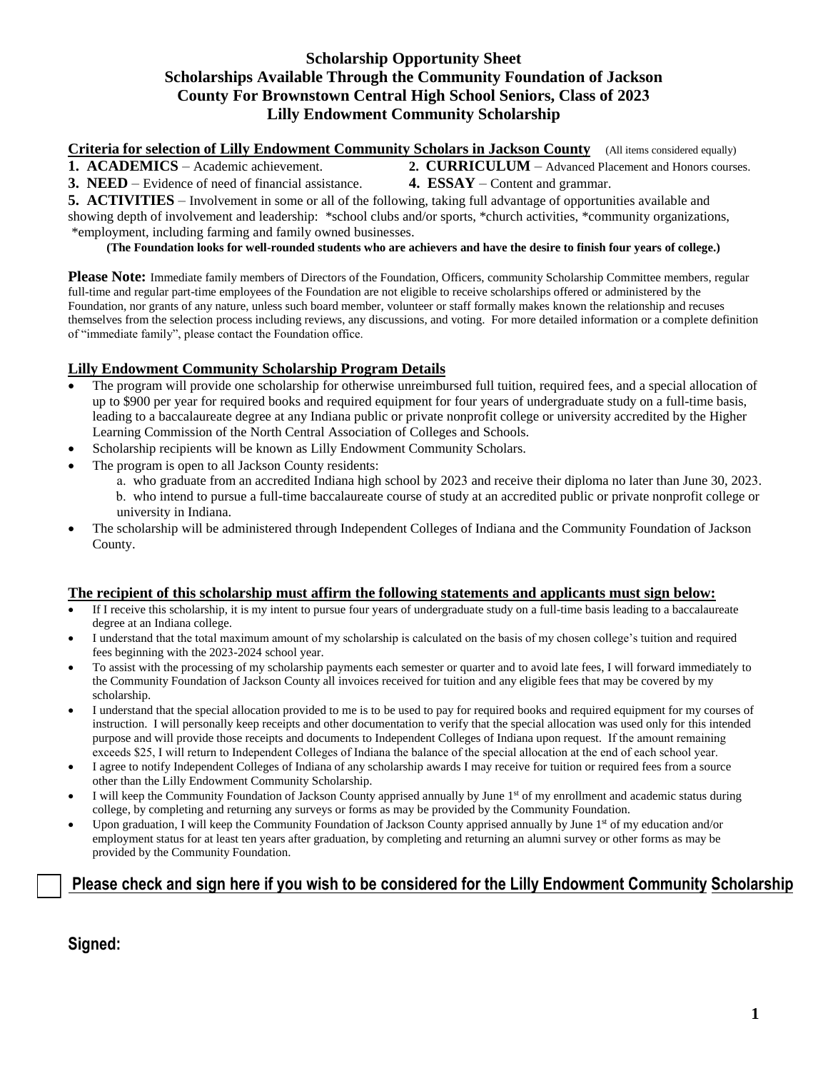# Scholarship Opportunity Sheet
# Scholarships Available Through the Community Foundation of Jackson County For Brownstown Central High School Seniors, Class of 2023
# Lilly Endowment Community Scholarship

**Criteria for selection of Lilly Endowment Community Scholars in Jackson County** (All items considered equally)

**1. ACADEMICS** – Academic achievement.
**2. CURRICULUM** – Advanced Placement and Honors courses.
**3. NEED** – Evidence of need of financial assistance.
**4. ESSAY** – Content and grammar.
**5. ACTIVITIES** – Involvement in some or all of the following, taking full advantage of opportunities available and showing depth of involvement and leadership: *school clubs and/or sports, *church activities, *community organizations, *employment, including farming and family owned businesses.

**(The Foundation looks for well-rounded students who are achievers and have the desire to finish four years of college.)**

**Please Note:** Immediate family members of Directors of the Foundation, Officers, community Scholarship Committee members, regular full-time and regular part-time employees of the Foundation are not eligible to receive scholarships offered or administered by the Foundation, nor grants of any nature, unless such board member, volunteer or staff formally makes known the relationship and recuses themselves from the selection process including reviews, any discussions, and voting. For more detailed information or a complete definition of "immediate family", please contact the Foundation office.

## Lilly Endowment Community Scholarship Program Details

- The program will provide one scholarship for otherwise unreimbursed full tuition, required fees, and a special allocation of up to $900 per year for required books and required equipment for four years of undergraduate study on a full-time basis, leading to a baccalaureate degree at any Indiana public or private nonprofit college or university accredited by the Higher Learning Commission of the North Central Association of Colleges and Schools.
- Scholarship recipients will be known as Lilly Endowment Community Scholars.
- The program is open to all Jackson County residents:
  - a. who graduate from an accredited Indiana high school by 2023 and receive their diploma no later than June 30, 2023.
  - b. who intend to pursue a full-time baccalaureate course of study at an accredited public or private nonprofit college or university in Indiana.
- The scholarship will be administered through Independent Colleges of Indiana and the Community Foundation of Jackson County.

## The recipient of this scholarship must affirm the following statements and applicants must sign below:

- If I receive this scholarship, it is my intent to pursue four years of undergraduate study on a full-time basis leading to a baccalaureate degree at an Indiana college.
- I understand that the total maximum amount of my scholarship is calculated on the basis of my chosen college's tuition and required fees beginning with the 2023-2024 school year.
- To assist with the processing of my scholarship payments each semester or quarter and to avoid late fees, I will forward immediately to the Community Foundation of Jackson County all invoices received for tuition and any eligible fees that may be covered by my scholarship.
- I understand that the special allocation provided to me is to be used to pay for required books and required equipment for my courses of instruction. I will personally keep receipts and other documentation to verify that the special allocation was used only for this intended purpose and will provide those receipts and documents to Independent Colleges of Indiana upon request. If the amount remaining exceeds $25, I will return to Independent Colleges of Indiana the balance of the special allocation at the end of each school year.
- I agree to notify Independent Colleges of Indiana of any scholarship awards I may receive for tuition or required fees from a source other than the Lilly Endowment Community Scholarship.
- I will keep the Community Foundation of Jackson County apprised annually by June 1st of my enrollment and academic status during college, by completing and returning any surveys or forms as may be provided by the Community Foundation.
- Upon graduation, I will keep the Community Foundation of Jackson County apprised annually by June 1st of my education and/or employment status for at least ten years after graduation, by completing and returning an alumni survey or other forms as may be provided by the Community Foundation.

☐ **Please check and sign here if you wish to be considered for the Lilly Endowment Community Scholarship**

**Signed:**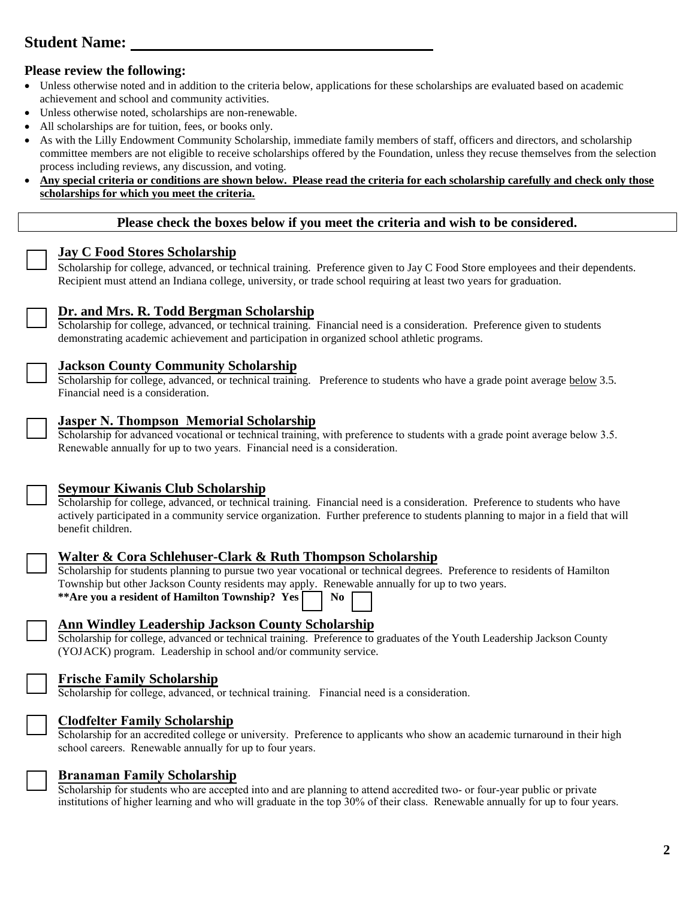## Student Name: ______________________________

### Please review the following:

- Unless otherwise noted and in addition to the criteria below, applications for these scholarships are evaluated based on academic achievement and school and community activities.
- Unless otherwise noted, scholarships are non-renewable.
- All scholarships are for tuition, fees, or books only.
- As with the Lilly Endowment Community Scholarship, immediate family members of staff, officers and directors, and scholarship committee members are not eligible to receive scholarships offered by the Foundation, unless they recuse themselves from the selection process including reviews, any discussion, and voting.
- **Any special criteria or conditions are shown below. Please read the criteria for each scholarship carefully and check only those scholarships for which you meet the criteria.**

**Please check the boxes below if you meet the criteria and wish to be considered.**

☐ **Jay C Food Stores Scholarship**
Scholarship for college, advanced, or technical training. Preference given to Jay C Food Store employees and their dependents. Recipient must attend an Indiana college, university, or trade school requiring at least two years for graduation.

☐ **Dr. and Mrs. R. Todd Bergman Scholarship**
Scholarship for college, advanced, or technical training. Financial need is a consideration. Preference given to students demonstrating academic achievement and participation in organized school athletic programs.

☐ **Jackson County Community Scholarship**
Scholarship for college, advanced, or technical training. Preference to students who have a grade point average below 3.5. Financial need is a consideration.

☐ **Jasper N. Thompson Memorial Scholarship**
Scholarship for advanced vocational or technical training, with preference to students with a grade point average below 3.5. Renewable annually for up to two years. Financial need is a consideration.

☐ **Seymour Kiwanis Club Scholarship**
Scholarship for college, advanced, or technical training. Financial need is a consideration. Preference to students who have actively participated in a community service organization. Further preference to students planning to major in a field that will benefit children.

☐ **Walter & Cora Schlehuser-Clark & Ruth Thompson Scholarship**
Scholarship for students planning to pursue two year vocational or technical degrees. Preference to residents of Hamilton Township but other Jackson County residents may apply. Renewable annually for up to two years.
**\*\*Are you a resident of Hamilton Township? Yes ☐ No ☐**

☐ **Ann Windley Leadership Jackson County Scholarship**
Scholarship for college, advanced or technical training. Preference to graduates of the Youth Leadership Jackson County (YOJACK) program. Leadership in school and/or community service.

☐ **Frische Family Scholarship**
Scholarship for college, advanced, or technical training. Financial need is a consideration.

☐ **Clodfelter Family Scholarship**
Scholarship for an accredited college or university. Preference to applicants who show an academic turnaround in their high school careers. Renewable annually for up to four years.

☐ **Branaman Family Scholarship**
Scholarship for students who are accepted into and are planning to attend accredited two- or four-year public or private institutions of higher learning and who will graduate in the top 30% of their class. Renewable annually for up to four years.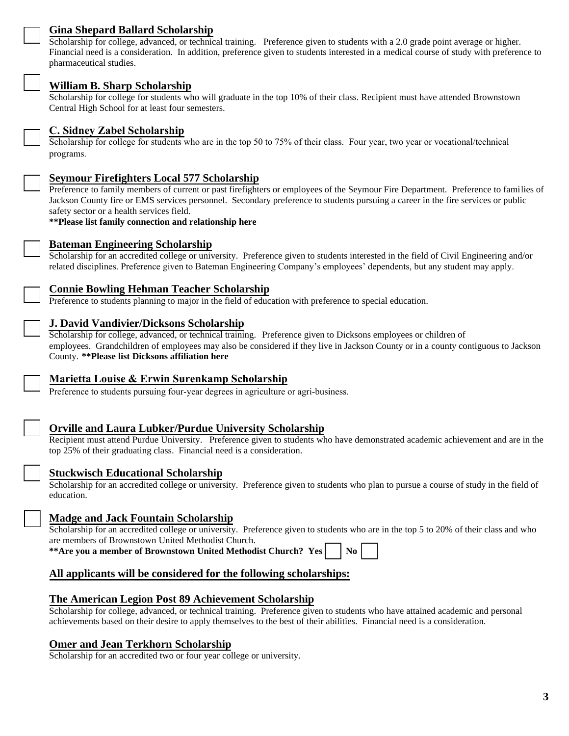☐ **Gina Shepard Ballard Scholarship**
Scholarship for college, advanced, or technical training. Preference given to students with a 2.0 grade point average or higher. Financial need is a consideration. In addition, preference given to students interested in a medical course of study with preference to pharmaceutical studies.

☐ **William B. Sharp Scholarship**
Scholarship for college for students who will graduate in the top 10% of their class. Recipient must have attended Brownstown Central High School for at least four semesters.

☐ **C. Sidney Zabel Scholarship**
Scholarship for college for students who are in the top 50 to 75% of their class. Four year, two year or vocational/technical programs.

☐ **Seymour Firefighters Local 577 Scholarship**
Preference to family members of current or past firefighters or employees of the Seymour Fire Department. Preference to families of Jackson County fire or EMS services personnel. Secondary preference to students pursuing a career in the fire services or public safety sector or a health services field.
**\*\*Please list family connection and relationship here**

☐ **Bateman Engineering Scholarship**
Scholarship for an accredited college or university. Preference given to students interested in the field of Civil Engineering and/or related disciplines. Preference given to Bateman Engineering Company's employees' dependents, but any student may apply.

☐ **Connie Bowling Hehman Teacher Scholarship**
Preference to students planning to major in the field of education with preference to special education.

☐ **J. David Vandivier/Dicksons Scholarship**
Scholarship for college, advanced, or technical training. Preference given to Dicksons employees or children of employees. Grandchildren of employees may also be considered if they live in Jackson County or in a county contiguous to Jackson County. **\*\*Please list Dicksons affiliation here**

☐ **Marietta Louise & Erwin Surenkamp Scholarship**
Preference to students pursuing four-year degrees in agriculture or agri-business.

☐ **Orville and Laura Lubker/Purdue University Scholarship**
Recipient must attend Purdue University. Preference given to students who have demonstrated academic achievement and are in the top 25% of their graduating class. Financial need is a consideration.

☐ **Stuckwisch Educational Scholarship**
Scholarship for an accredited college or university. Preference given to students who plan to pursue a course of study in the field of education.

☐ **Madge and Jack Fountain Scholarship**
Scholarship for an accredited college or university. Preference given to students who are in the top 5 to 20% of their class and who are members of Brownstown United Methodist Church.
**\*\*Are you a member of Brownstown United Methodist Church? Yes ☐ No ☐**

## All applicants will be considered for the following scholarships:

**The American Legion Post 89 Achievement Scholarship**
Scholarship for college, advanced, or technical training. Preference given to students who have attained academic and personal achievements based on their desire to apply themselves to the best of their abilities. Financial need is a consideration.

**Omer and Jean Terkhorn Scholarship**
Scholarship for an accredited two or four year college or university.